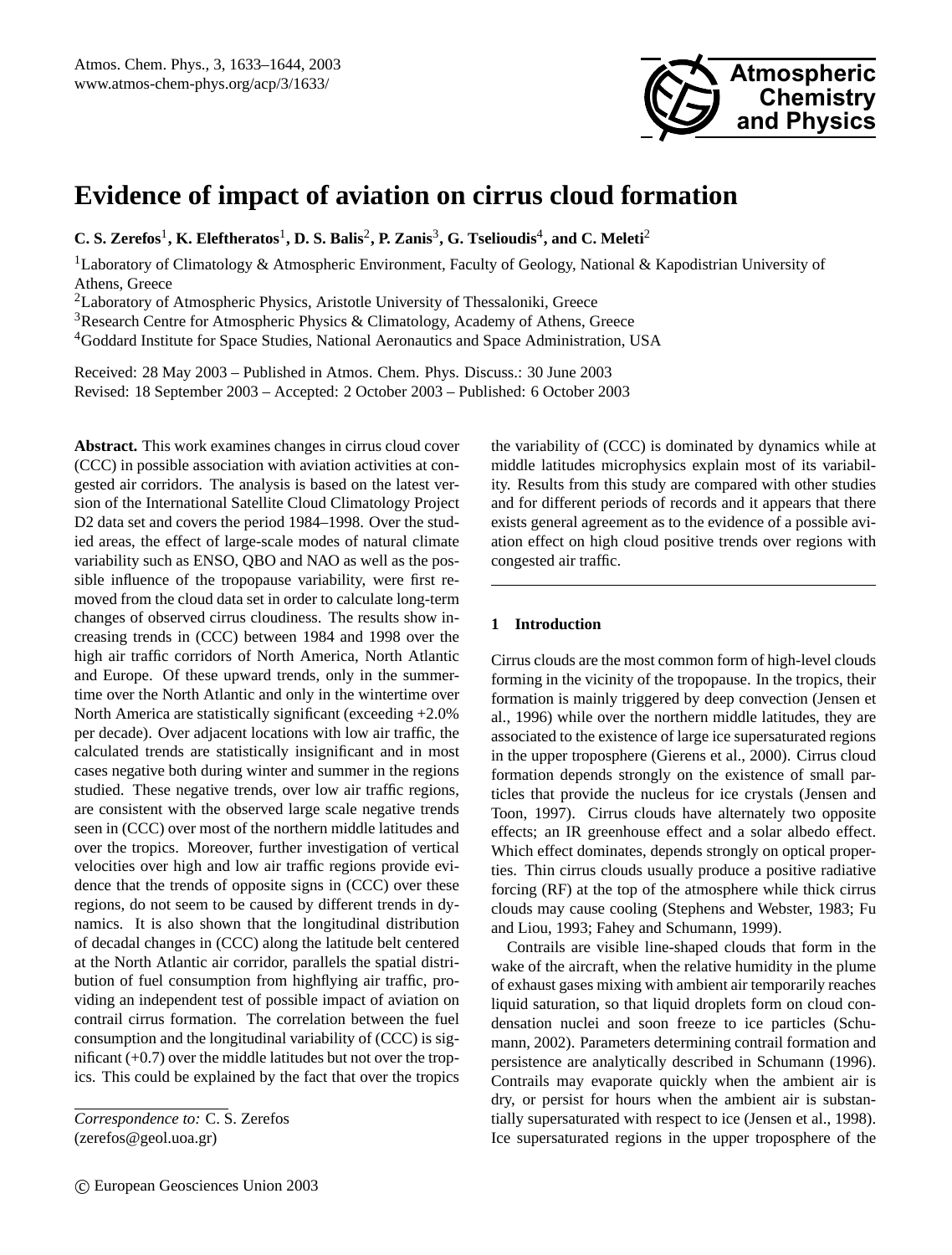# Evidence of impact of aviation on cirrus cloud formation

**C. S. Zerefos[1], K. Eleftheratos[1], D. S. Balis[2], P. Zanis[3], G. Tselioudis[4], and C. Meleti[2]**

[1]Laboratory of Climatology & Atmospheric Environment, Faculty of Geology, National & Kapodistrian University of Athens, Greece

[2]Laboratory of Atmospheric Physics, Aristotle University of Thessaloniki, Greece

[3]Research Centre for Atmospheric Physics & Climatology, Academy of Athens, Greece

[4]Goddard Institute for Space Studies, National Aeronautics and Space Administration, USA

Received: 28 May 2003 – Published in Atmos. Chem. Phys. Discuss.: 30 June 2003
Revised: 18 September 2003 – Accepted: 2 October 2003 – Published: 6 October 2003

**Abstract.** This work examines changes in cirrus cloud cover (CCC) in possible association with aviation activities at congested air corridors. The analysis is based on the latest version of the International Satellite Cloud Climatology Project D2 data set and covers the period 1984–1998. Over the studied areas, the effect of large-scale modes of natural climate variability such as ENSO, QBO and NAO as well as the possible influence of the tropopause variability, were first removed from the cloud data set in order to calculate long-term changes of observed cirrus cloudiness. The results show increasing trends in (CCC) between 1984 and 1998 over the high air traffic corridors of North America, North Atlantic and Europe. Of these upward trends, only in the summertime over the North Atlantic and only in the wintertime over North America are statistically significant (exceeding +2.0% per decade). Over adjacent locations with low air traffic, the calculated trends are statistically insignificant and in most cases negative both during winter and summer in the regions studied. These negative trends, over low air traffic regions, are consistent with the observed large scale negative trends seen in (CCC) over most of the northern middle latitudes and over the tropics. Moreover, further investigation of vertical velocities over high and low air traffic regions provide evidence that the trends of opposite signs in (CCC) over these regions, do not seem to be caused by different trends in dynamics. It is also shown that the longitudinal distribution of decadal changes in (CCC) along the latitude belt centered at the North Atlantic air corridor, parallels the spatial distribution of fuel consumption from highflying air traffic, providing an independent test of possible impact of aviation on contrail cirrus formation. The correlation between the fuel consumption and the longitudinal variability of (CCC) is significant (+0.7) over the middle latitudes but not over the tropics. This could be explained by the fact that over the tropics the variability of (CCC) is dominated by dynamics while at middle latitudes microphysics explain most of its variability. Results from this study are compared with other studies and for different periods of records and it appears that there exists general agreement as to the evidence of a possible aviation effect on high cloud positive trends over regions with congested air traffic.

*Correspondence to:* C. S. Zerefos
(zerefos@geol.uoa.gr)

## 1 Introduction

Cirrus clouds are the most common form of high-level clouds forming in the vicinity of the tropopause. In the tropics, their formation is mainly triggered by deep convection (Jensen et al., 1996) while over the northern middle latitudes, they are associated to the existence of large ice supersaturated regions in the upper troposphere (Gierens et al., 2000). Cirrus cloud formation depends strongly on the existence of small particles that provide the nucleus for ice crystals (Jensen and Toon, 1997). Cirrus clouds have alternately two opposite effects; an IR greenhouse effect and a solar albedo effect. Which effect dominates, depends strongly on optical properties. Thin cirrus clouds usually produce a positive radiative forcing (RF) at the top of the atmosphere while thick cirrus clouds may cause cooling (Stephens and Webster, 1983; Fu and Liou, 1993; Fahey and Schumann, 1999).

Contrails are visible line-shaped clouds that form in the wake of the aircraft, when the relative humidity in the plume of exhaust gases mixing with ambient air temporarily reaches liquid saturation, so that liquid droplets form on cloud condensation nuclei and soon freeze to ice particles (Schumann, 2002). Parameters determining contrail formation and persistence are analytically described in Schumann (1996). Contrails may evaporate quickly when the ambient air is dry, or persist for hours when the ambient air is substantially supersaturated with respect to ice (Jensen et al., 1998). Ice supersaturated regions in the upper troposphere of the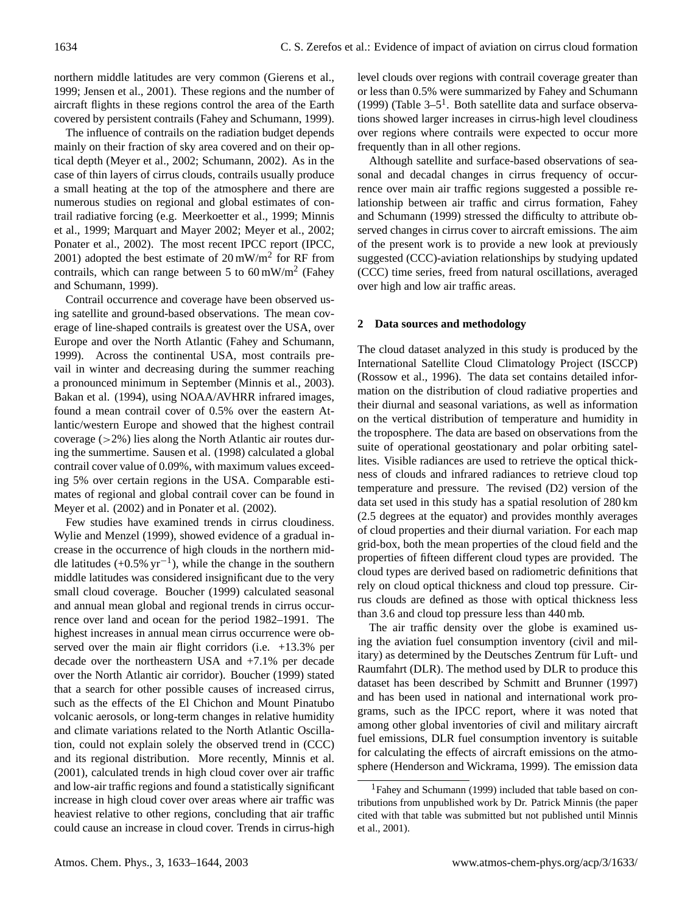northern middle latitudes are very common (Gierens et al., 1999; Jensen et al., 2001). These regions and the number of aircraft flights in these regions control the area of the Earth covered by persistent contrails (Fahey and Schumann, 1999).

The influence of contrails on the radiation budget depends mainly on their fraction of sky area covered and on their optical depth (Meyer et al., 2002; Schumann, 2002). As in the case of thin layers of cirrus clouds, contrails usually produce a small heating at the top of the atmosphere and there are numerous studies on regional and global estimates of contrail radiative forcing (e.g. Meerkoetter et al., 1999; Minnis et al., 1999; Marquart and Mayer 2002; Meyer et al., 2002; Ponater et al., 2002). The most recent IPCC report (IPCC, 2001) adopted the best estimate of 20 $mW/m^2$ for RF from contrails, which can range between 5 to 60 $mW/m^2$ (Fahey and Schumann, 1999).

Contrail occurrence and coverage have been observed using satellite and ground-based observations. The mean coverage of line-shaped contrails is greatest over the USA, over Europe and over the North Atlantic (Fahey and Schumann, 1999). Across the continental USA, most contrails prevail in winter and decreasing during the summer reaching a pronounced minimum in September (Minnis et al., 2003). Bakan et al. (1994), using NOAA/AVHRR infrared images, found a mean contrail cover of 0.5% over the eastern Atlantic/western Europe and showed that the highest contrail coverage (>2%) lies along the North Atlantic air routes during the summertime. Sausen et al. (1998) calculated a global contrail cover value of 0.09%, with maximum values exceeding 5% over certain regions in the USA. Comparable estimates of regional and global contrail cover can be found in Meyer et al. (2002) and in Ponater et al. (2002).

Few studies have examined trends in cirrus cloudiness. Wylie and Menzel (1999), showed evidence of a gradual increase in the occurrence of high clouds in the northern middle latitudes (+0.5% $yr^{-1}$), while the change in the southern middle latitudes was considered insignificant due to the very small cloud coverage. Boucher (1999) calculated seasonal and annual mean global and regional trends in cirrus occurrence over land and ocean for the period 1982–1991. The highest increases in annual mean cirrus occurrence were observed over the main air flight corridors (i.e. +13.3% per decade over the northeastern USA and +7.1% per decade over the North Atlantic air corridor). Boucher (1999) stated that a search for other possible causes of increased cirrus, such as the effects of the El Chichon and Mount Pinatubo volcanic aerosols, or long-term changes in relative humidity and climate variations related to the North Atlantic Oscillation, could not explain solely the observed trend in (CCC) and its regional distribution. More recently, Minnis et al. (2001), calculated trends in high cloud cover over air traffic and low-air traffic regions and found a statistically significant increase in high cloud cover over areas where air traffic was heaviest relative to other regions, concluding that air traffic could cause an increase in cloud cover. Trends in cirrus-high level clouds over regions with contrail coverage greater than or less than 0.5% were summarized by Fahey and Schumann (1999) (Table 3–5[1]. Both satellite data and surface observations showed larger increases in cirrus-high level cloudiness over regions where contrails were expected to occur more frequently than in all other regions.

Although satellite and surface-based observations of seasonal and decadal changes in cirrus frequency of occurrence over main air traffic regions suggested a possible relationship between air traffic and cirrus formation, Fahey and Schumann (1999) stressed the difficulty to attribute observed changes in cirrus cover to aircraft emissions. The aim of the present work is to provide a new look at previously suggested (CCC)-aviation relationships by studying updated (CCC) time series, freed from natural oscillations, averaged over high and low air traffic areas.

## 2 Data sources and methodology

The cloud dataset analyzed in this study is produced by the International Satellite Cloud Climatology Project (ISCCP) (Rossow et al., 1996). The data set contains detailed information on the distribution of cloud radiative properties and their diurnal and seasonal variations, as well as information on the vertical distribution of temperature and humidity in the troposphere. The data are based on observations from the suite of operational geostationary and polar orbiting satellites. Visible radiances are used to retrieve the optical thickness of clouds and infrared radiances to retrieve cloud top temperature and pressure. The revised (D2) version of the data set used in this study has a spatial resolution of 280 km (2.5 degrees at the equator) and provides monthly averages of cloud properties and their diurnal variation. For each map grid-box, both the mean properties of the cloud field and the properties of fifteen different cloud types are provided. The cloud types are derived based on radiometric definitions that rely on cloud optical thickness and cloud top pressure. Cirrus clouds are defined as those with optical thickness less than 3.6 and cloud top pressure less than 440 mb.

The air traffic density over the globe is examined using the aviation fuel consumption inventory (civil and military) as determined by the Deutsches Zentrum für Luft- und Raumfahrt (DLR). The method used by DLR to produce this dataset has been described by Schmitt and Brunner (1997) and has been used in national and international work programs, such as the IPCC report, where it was noted that among other global inventories of civil and military aircraft fuel emissions, DLR fuel consumption inventory is suitable for calculating the effects of aircraft emissions on the atmosphere (Henderson and Wickrama, 1999). The emission data

[1] Fahey and Schumann (1999) included that table based on contributions from unpublished work by Dr. Patrick Minnis (the paper cited with that table was submitted but not published until Minnis et al., 2001).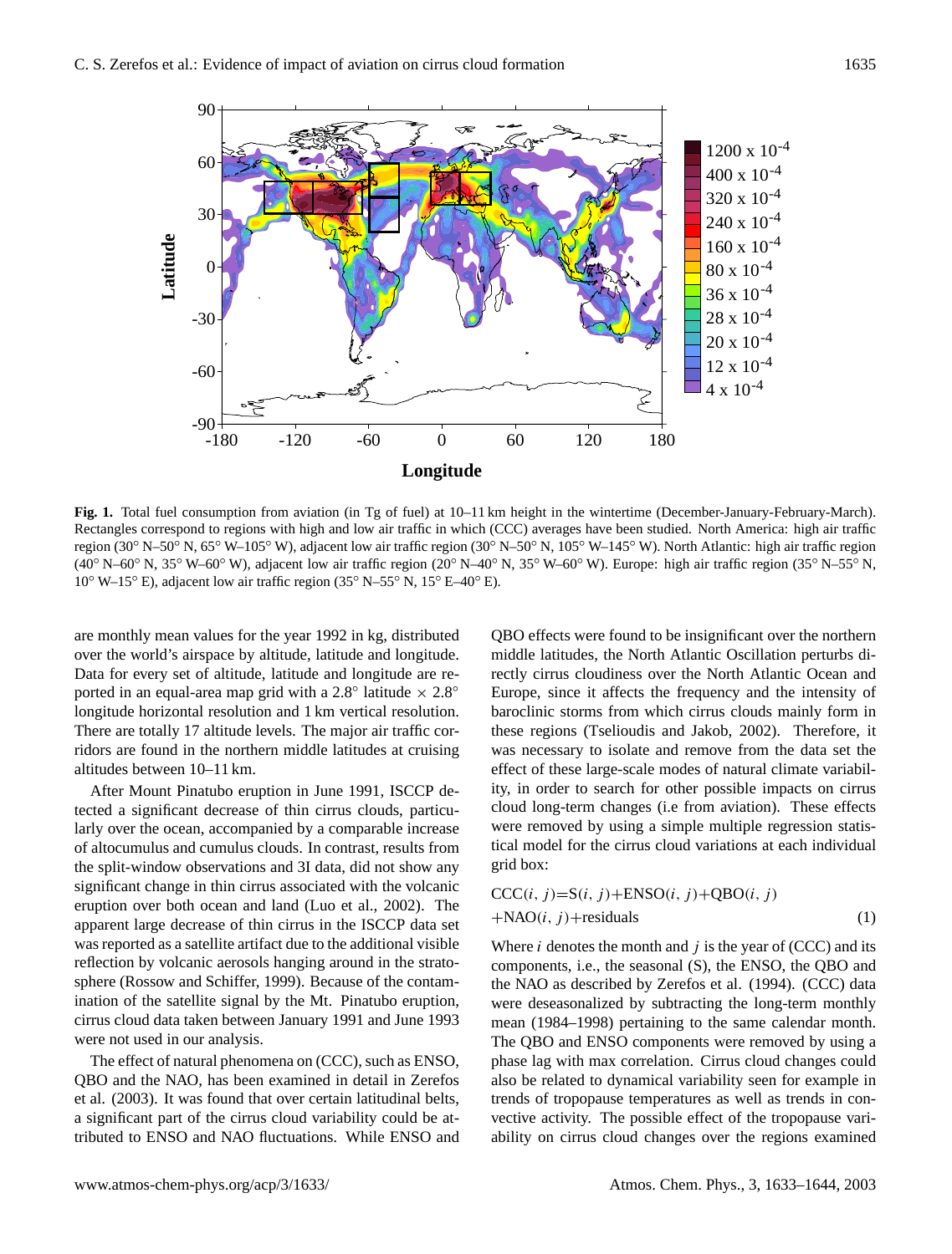**Fig. 1.** Total fuel consumption from aviation (in Tg of fuel) at 10–11 km height in the wintertime (December-January-February-March). Rectangles correspond to regions with high and low air traffic in which (CCC) averages have been studied. North America: high air traffic region (30° N–50° N, 65° W–105° W), adjacent low air traffic region (30° N–50° N, 105° W–145° W). North Atlantic: high air traffic region (40° N–60° N, 35° W–60° W), adjacent low air traffic region (20° N–40° N, 35° W–60° W). Europe: high air traffic region (35° N–55° N, 10° W–15° E), adjacent low air traffic region (35° N–55° N, 15° E–40° E).

are monthly mean values for the year 1992 in kg, distributed over the world's airspace by altitude, latitude and longitude. Data for every set of altitude, latitude and longitude are reported in an equal-area map grid with a 2.8° latitude × 2.8° longitude horizontal resolution and 1 km vertical resolution. There are totally 17 altitude levels. The major air traffic corridors are found in the northern middle latitudes at cruising altitudes between 10–11 km.

After Mount Pinatubo eruption in June 1991, ISCCP detected a significant decrease of thin cirrus clouds, particularly over the ocean, accompanied by a comparable increase of altocumulus and cumulus clouds. In contrast, results from the split-window observations and 3I data, did not show any significant change in thin cirrus associated with the volcanic eruption over both ocean and land (Luo et al., 2002). The apparent large decrease of thin cirrus in the ISCCP data set was reported as a satellite artifact due to the additional visible reflection by volcanic aerosols hanging around in the stratosphere (Rossow and Schiffer, 1999). Because of the contamination of the satellite signal by the Mt. Pinatubo eruption, cirrus cloud data taken between January 1991 and June 1993 were not used in our analysis.

The effect of natural phenomena on (CCC), such as ENSO, QBO and the NAO, has been examined in detail in Zerefos et al. (2003). It was found that over certain latitudinal belts, a significant part of the cirrus cloud variability could be attributed to ENSO and NAO fluctuations. While ENSO and QBO effects were found to be insignificant over the northern middle latitudes, the North Atlantic Oscillation perturbs directly cirrus cloudiness over the North Atlantic Ocean and Europe, since it affects the frequency and the intensity of baroclinic storms from which cirrus clouds mainly form in these regions (Tselioudis and Jakob, 2002). Therefore, it was necessary to isolate and remove from the data set the effect of these large-scale modes of natural climate variability, in order to search for other possible impacts on cirrus cloud long-term changes (i.e from aviation). These effects were removed by using a simple multiple regression statistical model for the cirrus cloud variations at each individual grid box:

$$\mathrm{CCC}(i,j)=\mathrm{S}(i,j)+\mathrm{ENSO}(i,j)+\mathrm{QBO}(i,j)+\mathrm{NAO}(i,j)+\mathrm{residuals} \quad (1)$$

Where $i$ denotes the month and $j$ is the year of (CCC) and its components, i.e., the seasonal (S), the ENSO, the QBO and the NAO as described by Zerefos et al. (1994). (CCC) data were deseasonalized by subtracting the long-term monthly mean (1984–1998) pertaining to the same calendar month. The QBO and ENSO components were removed by using a phase lag with max correlation. Cirrus cloud changes could also be related to dynamical variability seen for example in trends of tropopause temperatures as well as trends in convective activity. The possible effect of the tropopause variability on cirrus cloud changes over the regions examined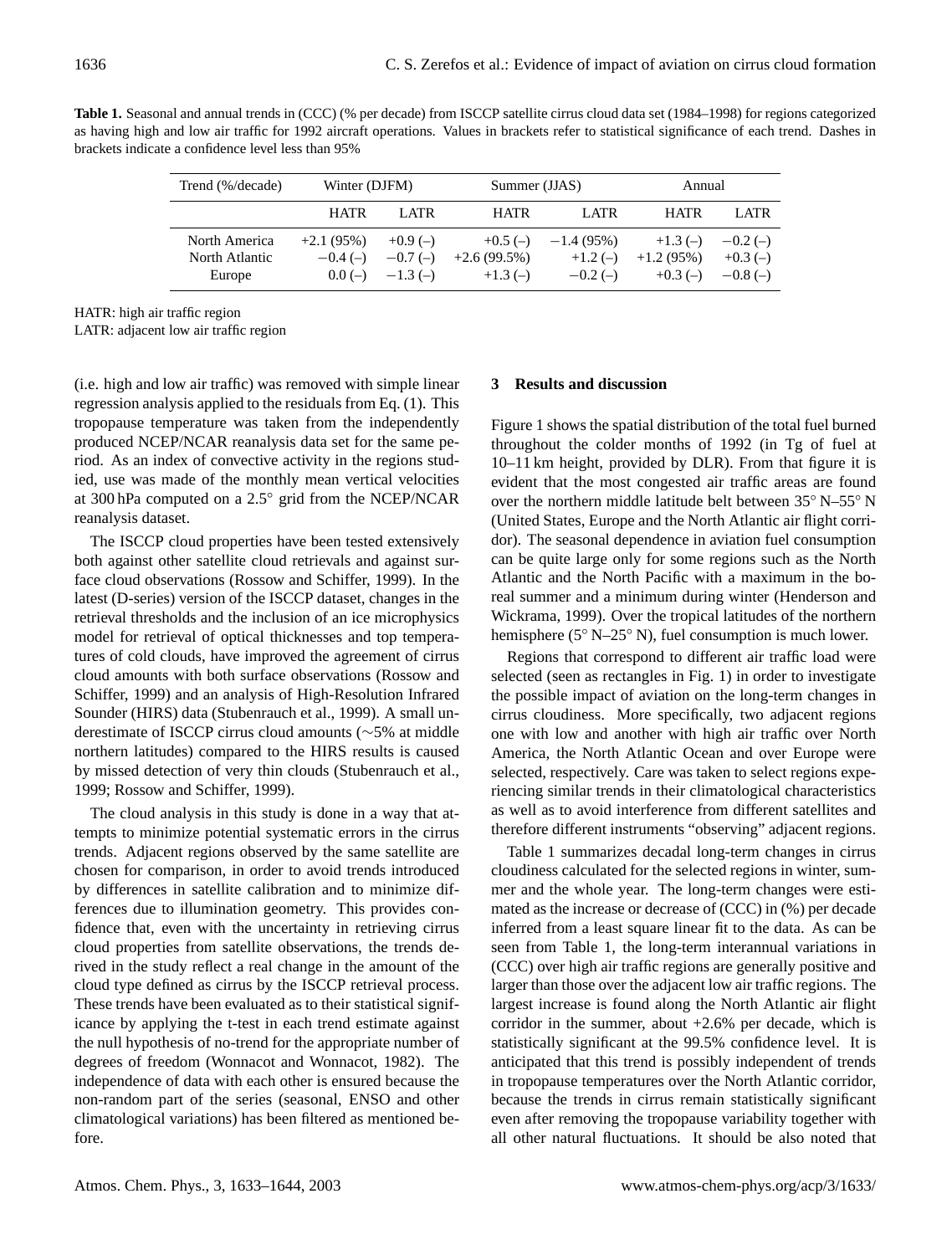**Table 1.** Seasonal and annual trends in (CCC) (% per decade) from ISCCP satellite cirrus cloud data set (1984–1998) for regions categorized as having high and low air traffic for 1992 aircraft operations. Values in brackets refer to statistical significance of each trend. Dashes in brackets indicate a confidence level less than 95%

| Trend (%/decade) | Winter (DJFM) | | Summer (JJAS) | | Annual | |
|---|---|---|---|---|---|---|
| | HATR | LATR | HATR | LATR | HATR | LATR |
| North America | +2.1 (95%) | +0.9 (–) | +0.5 (–) | −1.4 (95%) | +1.3 (–) | −0.2 (–) |
| North Atlantic | −0.4 (–) | −0.7 (–) | +2.6 (99.5%) | +1.2 (–) | +1.2 (95%) | +0.3 (–) |
| Europe | 0.0 (–) | −1.3 (–) | +1.3 (–) | −0.2 (–) | +0.3 (–) | −0.8 (–) |

HATR: high air traffic region
LATR: adjacent low air traffic region

(i.e. high and low air traffic) was removed with simple linear regression analysis applied to the residuals from Eq. (1). This tropopause temperature was taken from the independently produced NCEP/NCAR reanalysis data set for the same period. As an index of convective activity in the regions studied, use was made of the monthly mean vertical velocities at 300 hPa computed on a 2.5° grid from the NCEP/NCAR reanalysis dataset.

The ISCCP cloud properties have been tested extensively both against other satellite cloud retrievals and against surface cloud observations (Rossow and Schiffer, 1999). In the latest (D-series) version of the ISCCP dataset, changes in the retrieval thresholds and the inclusion of an ice microphysics model for retrieval of optical thicknesses and top temperatures of cold clouds, have improved the agreement of cirrus cloud amounts with both surface observations (Rossow and Schiffer, 1999) and an analysis of High-Resolution Infrared Sounder (HIRS) data (Stubenrauch et al., 1999). A small underestimate of ISCCP cirrus cloud amounts (∼5% at middle northern latitudes) compared to the HIRS results is caused by missed detection of very thin clouds (Stubenrauch et al., 1999; Rossow and Schiffer, 1999).

The cloud analysis in this study is done in a way that attempts to minimize potential systematic errors in the cirrus trends. Adjacent regions observed by the same satellite are chosen for comparison, in order to avoid trends introduced by differences in satellite calibration and to minimize differences due to illumination geometry. This provides confidence that, even with the uncertainty in retrieving cirrus cloud properties from satellite observations, the trends derived in the study reflect a real change in the amount of the cloud type defined as cirrus by the ISCCP retrieval process. These trends have been evaluated as to their statistical significance by applying the t-test in each trend estimate against the null hypothesis of no-trend for the appropriate number of degrees of freedom (Wonnacot and Wonnacot, 1982). The independence of data with each other is ensured because the non-random part of the series (seasonal, ENSO and other climatological variations) has been filtered as mentioned before.

## 3 Results and discussion

Figure 1 shows the spatial distribution of the total fuel burned throughout the colder months of 1992 (in Tg of fuel at 10–11 km height, provided by DLR). From that figure it is evident that the most congested air traffic areas are found over the northern middle latitude belt between 35° N–55° N (United States, Europe and the North Atlantic air flight corridor). The seasonal dependence in aviation fuel consumption can be quite large only for some regions such as the North Atlantic and the North Pacific with a maximum in the boreal summer and a minimum during winter (Henderson and Wickrama, 1999). Over the tropical latitudes of the northern hemisphere (5° N–25° N), fuel consumption is much lower.

Regions that correspond to different air traffic load were selected (seen as rectangles in Fig. 1) in order to investigate the possible impact of aviation on the long-term changes in cirrus cloudiness. More specifically, two adjacent regions one with low and another with high air traffic over North America, the North Atlantic Ocean and over Europe were selected, respectively. Care was taken to select regions experiencing similar trends in their climatological characteristics as well as to avoid interference from different satellites and therefore different instruments "observing" adjacent regions.

Table 1 summarizes decadal long-term changes in cirrus cloudiness calculated for the selected regions in winter, summer and the whole year. The long-term changes were estimated as the increase or decrease of (CCC) in (%) per decade inferred from a least square linear fit to the data. As can be seen from Table 1, the long-term interannual variations in (CCC) over high air traffic regions are generally positive and larger than those over the adjacent low air traffic regions. The largest increase is found along the North Atlantic air flight corridor in the summer, about +2.6% per decade, which is statistically significant at the 99.5% confidence level. It is anticipated that this trend is possibly independent of trends in tropopause temperatures over the North Atlantic corridor, because the trends in cirrus remain statistically significant even after removing the tropopause variability together with all other natural fluctuations. It should be also noted that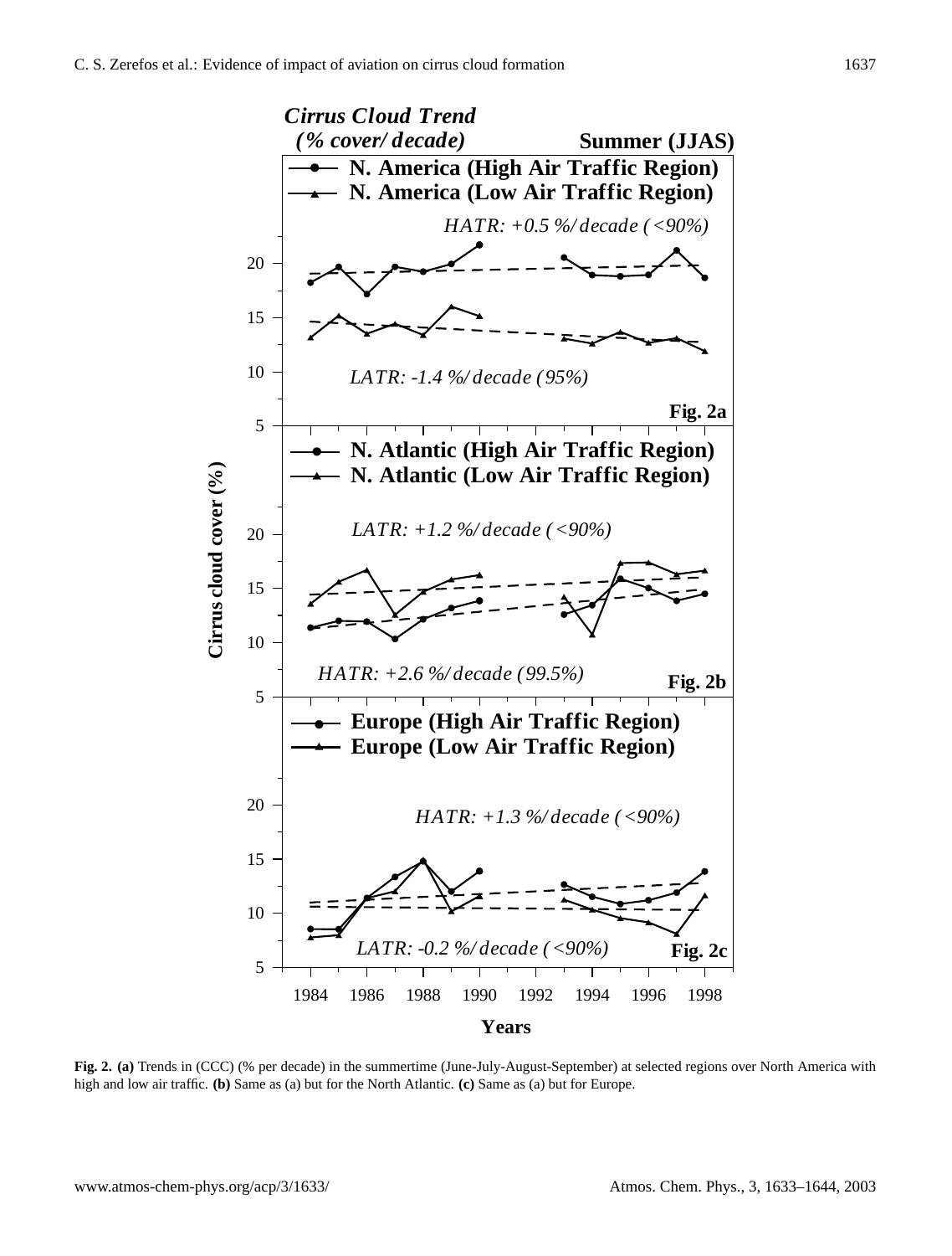**Fig. 2. (a)** Trends in (CCC) (% per decade) in the summertime (June-July-August-September) at selected regions over North America with high and low air traffic. **(b)** Same as (a) but for the North Atlantic. **(c)** Same as (a) but for Europe.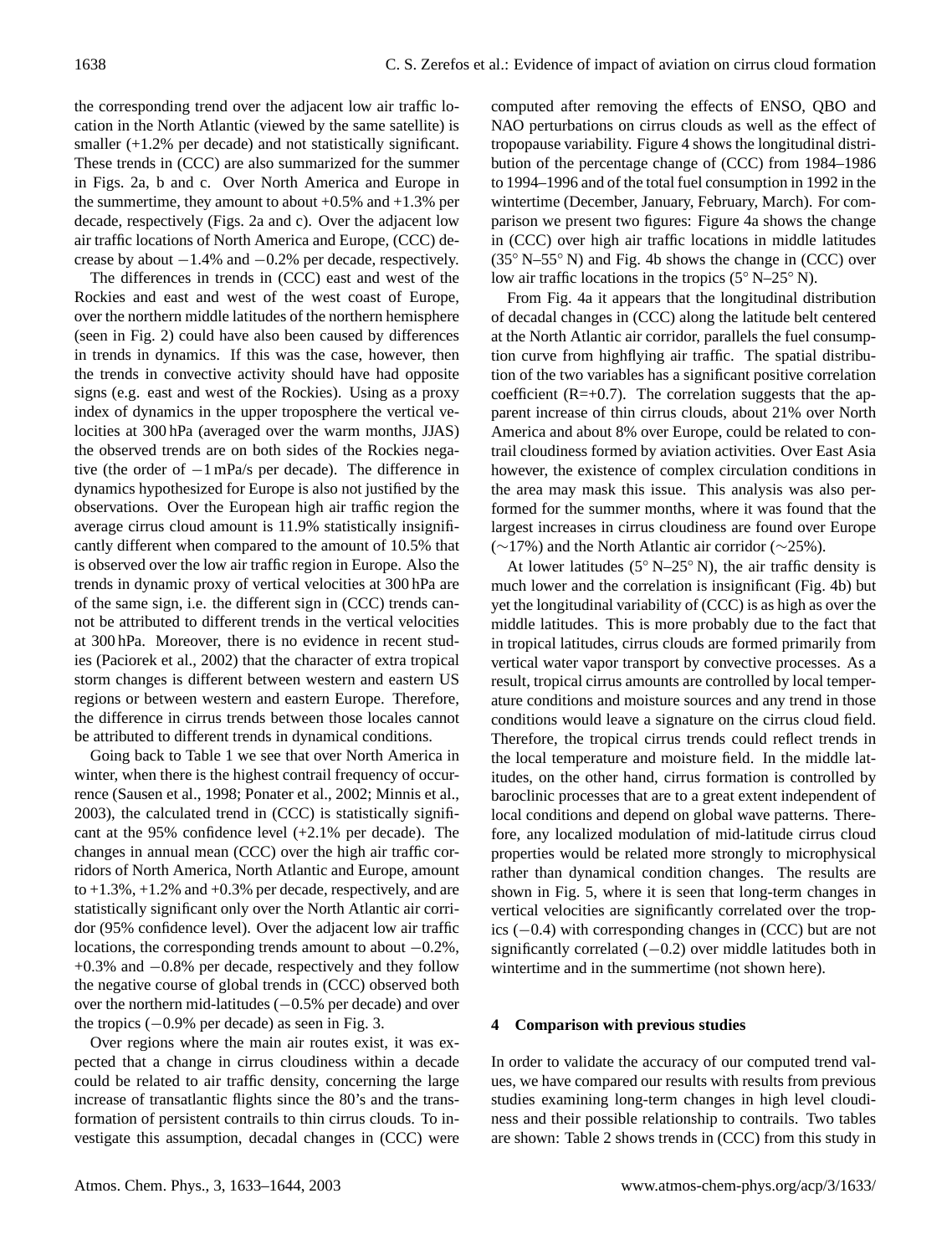the corresponding trend over the adjacent low air traffic location in the North Atlantic (viewed by the same satellite) is smaller (+1.2% per decade) and not statistically significant. These trends in (CCC) are also summarized for the summer in Figs. 2a, b and c. Over North America and Europe in the summertime, they amount to about +0.5% and +1.3% per decade, respectively (Figs. 2a and c). Over the adjacent low air traffic locations of North America and Europe, (CCC) decrease by about −1.4% and −0.2% per decade, respectively.

The differences in trends in (CCC) east and west of the Rockies and east and west of the west coast of Europe, over the northern middle latitudes of the northern hemisphere (seen in Fig. 2) could have also been caused by differences in trends in dynamics. If this was the case, however, then the trends in convective activity should have had opposite signs (e.g. east and west of the Rockies). Using as a proxy index of dynamics in the upper troposphere the vertical velocities at 300 hPa (averaged over the warm months, JJAS) the observed trends are on both sides of the Rockies negative (the order of −1 mPa/s per decade). The difference in dynamics hypothesized for Europe is also not justified by the observations. Over the European high air traffic region the average cirrus cloud amount is 11.9% statistically insignificantly different when compared to the amount of 10.5% that is observed over the low air traffic region in Europe. Also the trends in dynamic proxy of vertical velocities at 300 hPa are of the same sign, i.e. the different sign in (CCC) trends cannot be attributed to different trends in the vertical velocities at 300 hPa. Moreover, there is no evidence in recent studies (Paciorek et al., 2002) that the character of extra tropical storm changes is different between western and eastern US regions or between western and eastern Europe. Therefore, the difference in cirrus trends between those locales cannot be attributed to different trends in dynamical conditions.

Going back to Table 1 we see that over North America in winter, when there is the highest contrail frequency of occurrence (Sausen et al., 1998; Ponater et al., 2002; Minnis et al., 2003), the calculated trend in (CCC) is statistically significant at the 95% confidence level (+2.1% per decade). The changes in annual mean (CCC) over the high air traffic corridors of North America, North Atlantic and Europe, amount to +1.3%, +1.2% and +0.3% per decade, respectively, and are statistically significant only over the North Atlantic air corridor (95% confidence level). Over the adjacent low air traffic locations, the corresponding trends amount to about −0.2%, +0.3% and −0.8% per decade, respectively and they follow the negative course of global trends in (CCC) observed both over the northern mid-latitudes (−0.5% per decade) and over the tropics (−0.9% per decade) as seen in Fig. 3.

Over regions where the main air routes exist, it was expected that a change in cirrus cloudiness within a decade could be related to air traffic density, concerning the large increase of transatlantic flights since the 80's and the transformation of persistent contrails to thin cirrus clouds. To investigate this assumption, decadal changes in (CCC) were computed after removing the effects of ENSO, QBO and NAO perturbations on cirrus clouds as well as the effect of tropopause variability. Figure 4 shows the longitudinal distribution of the percentage change of (CCC) from 1984–1986 to 1994–1996 and of the total fuel consumption in 1992 in the wintertime (December, January, February, March). For comparison we present two figures: Figure 4a shows the change in (CCC) over high air traffic locations in middle latitudes (35° N–55° N) and Fig. 4b shows the change in (CCC) over low air traffic locations in the tropics (5° N–25° N).

From Fig. 4a it appears that the longitudinal distribution of decadal changes in (CCC) along the latitude belt centered at the North Atlantic air corridor, parallels the fuel consumption curve from highflying air traffic. The spatial distribution of the two variables has a significant positive correlation coefficient (R=+0.7). The correlation suggests that the apparent increase of thin cirrus clouds, about 21% over North America and about 8% over Europe, could be related to contrail cloudiness formed by aviation activities. Over East Asia however, the existence of complex circulation conditions in the area may mask this issue. This analysis was also performed for the summer months, where it was found that the largest increases in cirrus cloudiness are found over Europe (∼17%) and the North Atlantic air corridor (∼25%).

At lower latitudes (5° N–25° N), the air traffic density is much lower and the correlation is insignificant (Fig. 4b) but yet the longitudinal variability of (CCC) is as high as over the middle latitudes. This is more probably due to the fact that in tropical latitudes, cirrus clouds are formed primarily from vertical water vapor transport by convective processes. As a result, tropical cirrus amounts are controlled by local temperature conditions and moisture sources and any trend in those conditions would leave a signature on the cirrus cloud field. Therefore, the tropical cirrus trends could reflect trends in the local temperature and moisture field. In the middle latitudes, on the other hand, cirrus formation is controlled by baroclinic processes that are to a great extent independent of local conditions and depend on global wave patterns. Therefore, any localized modulation of mid-latitude cirrus cloud properties would be related more strongly to microphysical rather than dynamical condition changes. The results are shown in Fig. 5, where it is seen that long-term changes in vertical velocities are significantly correlated over the tropics (−0.4) with corresponding changes in (CCC) but are not significantly correlated (−0.2) over middle latitudes both in wintertime and in the summertime (not shown here).

## 4 Comparison with previous studies

In order to validate the accuracy of our computed trend values, we have compared our results with results from previous studies examining long-term changes in high level cloudiness and their possible relationship to contrails. Two tables are shown: Table 2 shows trends in (CCC) from this study in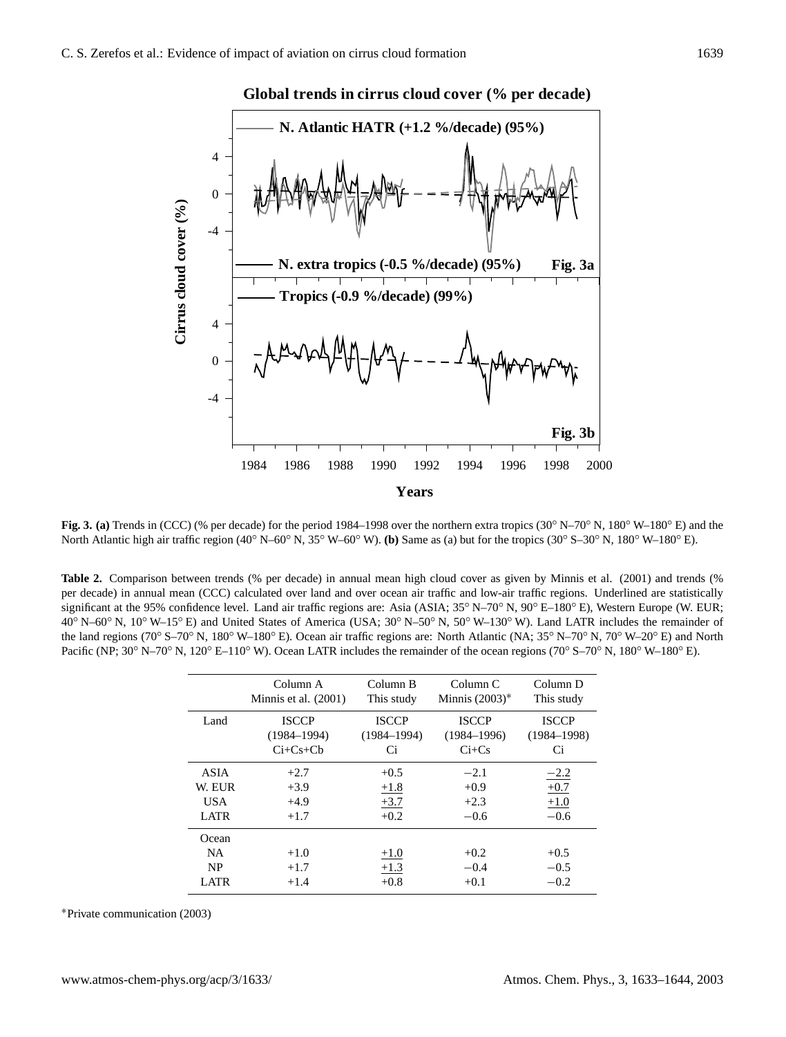**Fig. 3. (a)** Trends in (CCC) (% per decade) for the period 1984–1998 over the northern extra tropics (30° N–70° N, 180° W–180° E) and the North Atlantic high air traffic region (40° N–60° N, 35° W–60° W). **(b)** Same as (a) but for the tropics (30° S–30° N, 180° W–180° E).

**Table 2.** Comparison between trends (% per decade) in annual mean high cloud cover as given by Minnis et al. (2001) and trends (% per decade) in annual mean (CCC) calculated over land and over ocean air traffic and low-air traffic regions. Underlined are statistically significant at the 95% confidence level. Land air traffic regions are: Asia (ASIA; 35° N–70° N, 90° E–180° E), Western Europe (W. EUR; 40° N–60° N, 10° W–15° E) and United States of America (USA; 30° N–50° N, 50° W–130° W). Land LATR includes the remainder of the land regions (70° S–70° N, 180° W–180° E). Ocean air traffic regions are: North Atlantic (NA; 35° N–70° N, 70° W–20° E) and North Pacific (NP; 30° N–70° N, 120° E–110° W). Ocean LATR includes the remainder of the ocean regions (70° S–70° N, 180° W–180° E).

| | Column A<br>Minnis et al. (2001) | Column B<br>This study | Column C<br>Minnis (2003)* | Column D<br>This study |
|---|---|---|---|---|
| Land | ISCCP<br>(1984–1994)<br>Ci+Cs+Cb | ISCCP<br>(1984–1994)<br>Ci | ISCCP<br>(1984–1996)<br>Ci+Cs | ISCCP<br>(1984–1998)<br>Ci |
| ASIA | +2.7 | +0.5 | −2.1 | <u>−2.2</u> |
| W. EUR | +3.9 | <u>+1.8</u> | +0.9 | <u>+0.7</u> |
| USA | +4.9 | <u>+3.7</u> | +2.3 | <u>+1.0</u> |
| LATR | +1.7 | +0.2 | −0.6 | −0.6 |
| Ocean | | | | |
| NA | +1.0 | <u>+1.0</u> | +0.2 | +0.5 |
| NP | +1.7 | <u>+1.3</u> | −0.4 | −0.5 |
| LATR | +1.4 | +0.8 | +0.1 | −0.2 |

*Private communication (2003)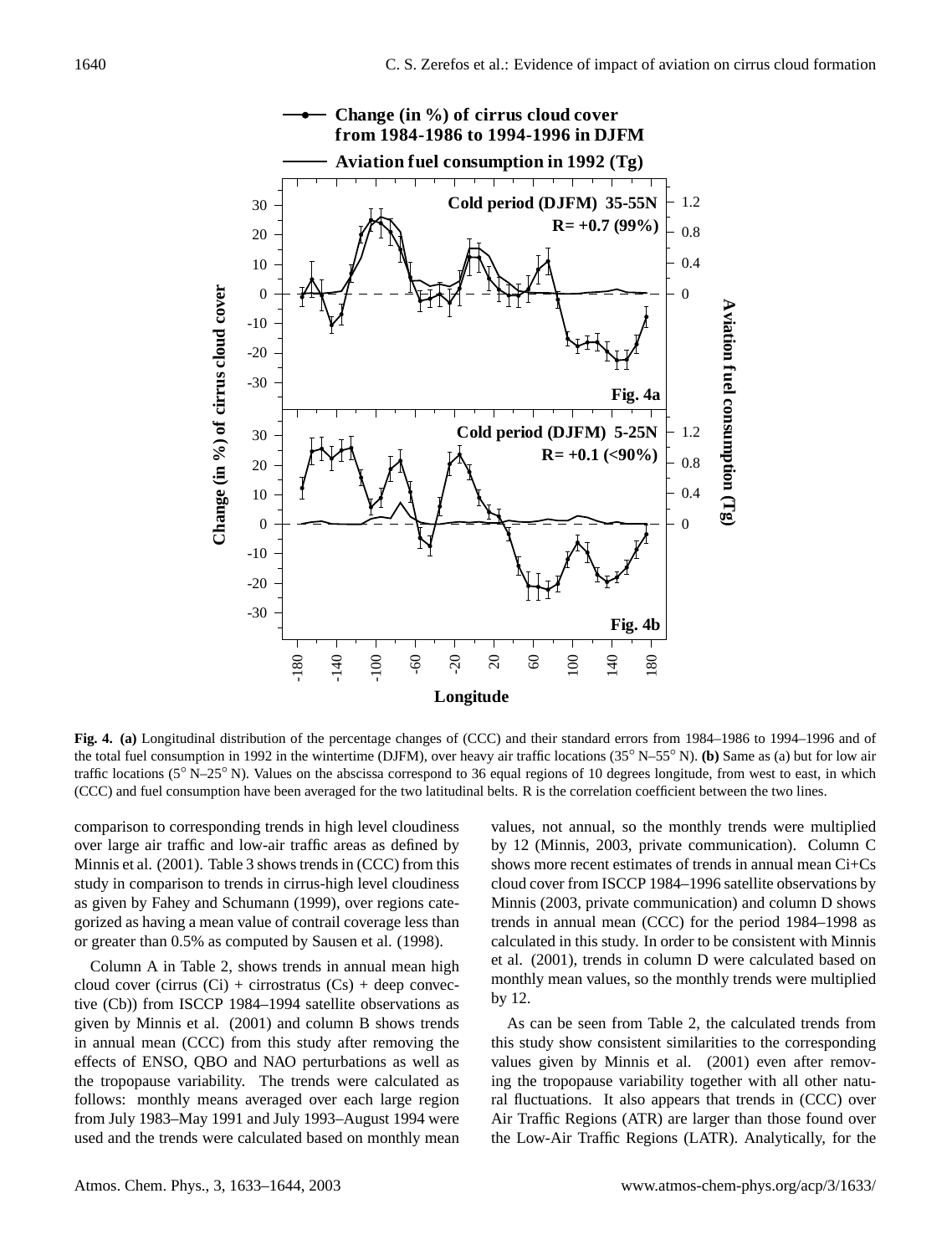**Fig. 4. (a)** Longitudinal distribution of the percentage changes of (CCC) and their standard errors from 1984–1986 to 1994–1996 and of the total fuel consumption in 1992 in the wintertime (DJFM), over heavy air traffic locations (35° N–55° N). **(b)** Same as (a) but for low air traffic locations (5° N–25° N). Values on the abscissa correspond to 36 equal regions of 10 degrees longitude, from west to east, in which (CCC) and fuel consumption have been averaged for the two latitudinal belts. R is the correlation coefficient between the two lines.

comparison to corresponding trends in high level cloudiness over large air traffic and low-air traffic areas as defined by Minnis et al. (2001). Table 3 shows trends in (CCC) from this study in comparison to trends in cirrus-high level cloudiness as given by Fahey and Schumann (1999), over regions categorized as having a mean value of contrail coverage less than or greater than 0.5% as computed by Sausen et al. (1998).

Column A in Table 2, shows trends in annual mean high cloud cover (cirrus (Ci) + cirrostratus (Cs) + deep convective (Cb)) from ISCCP 1984–1994 satellite observations as given by Minnis et al. (2001) and column B shows trends in annual mean (CCC) from this study after removing the effects of ENSO, QBO and NAO perturbations as well as the tropopause variability. The trends were calculated as follows: monthly means averaged over each large region from July 1983–May 1991 and July 1993–August 1994 were used and the trends were calculated based on monthly mean values, not annual, so the monthly trends were multiplied by 12 (Minnis, 2003, private communication). Column C shows more recent estimates of trends in annual mean Ci+Cs cloud cover from ISCCP 1984–1996 satellite observations by Minnis (2003, private communication) and column D shows trends in annual mean (CCC) for the period 1984–1998 as calculated in this study. In order to be consistent with Minnis et al. (2001), trends in column D were calculated based on monthly mean values, so the monthly trends were multiplied by 12.

As can be seen from Table 2, the calculated trends from this study show consistent similarities to the corresponding values given by Minnis et al. (2001) even after removing the tropopause variability together with all other natural fluctuations. It also appears that trends in (CCC) over Air Traffic Regions (ATR) are larger than those found over the Low-Air Traffic Regions (LATR). Analytically, for the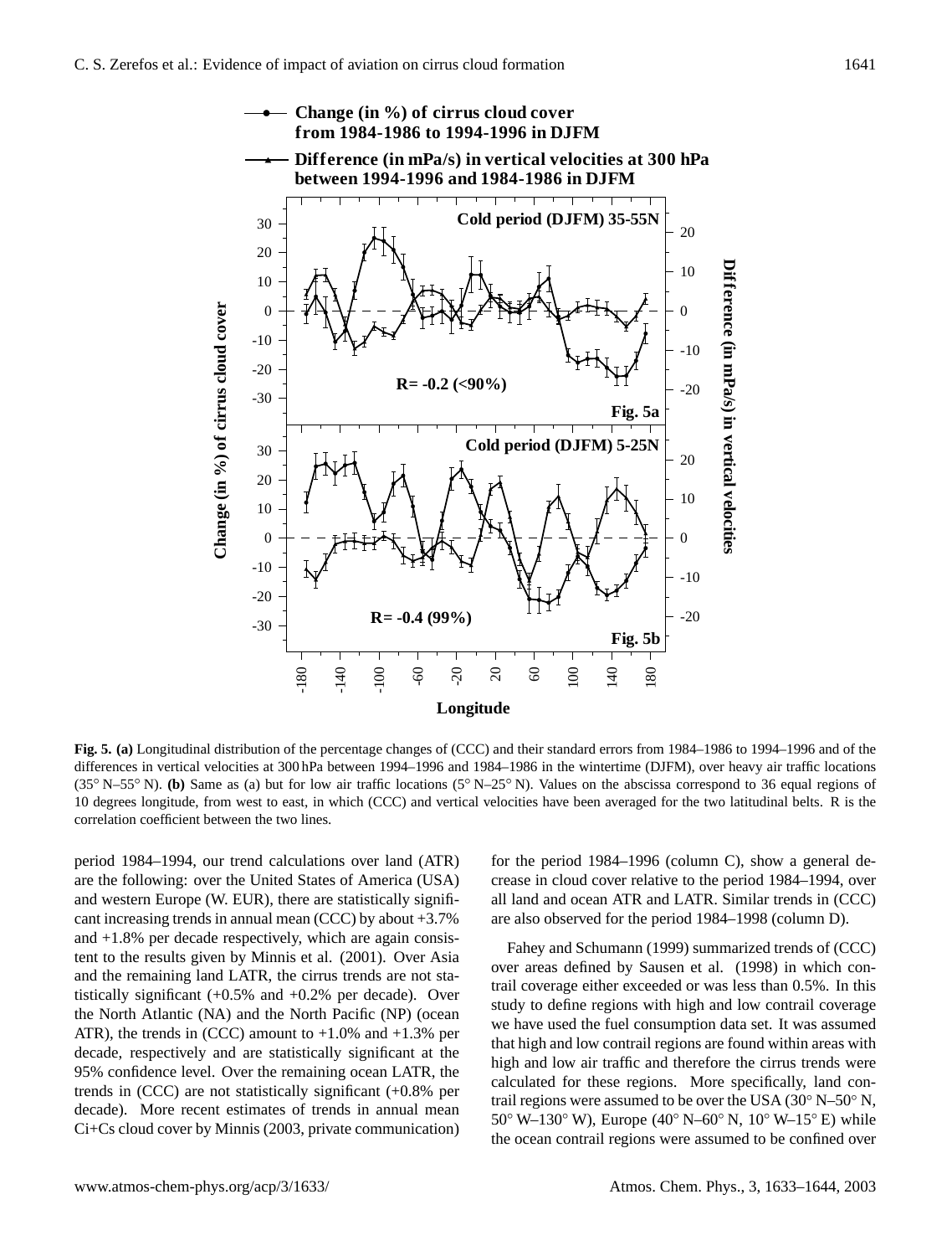**Fig. 5. (a)** Longitudinal distribution of the percentage changes of (CCC) and their standard errors from 1984–1986 to 1994–1996 and of the differences in vertical velocities at 300 hPa between 1994–1996 and 1984–1986 in the wintertime (DJFM), over heavy air traffic locations (35° N–55° N). **(b)** Same as (a) but for low air traffic locations (5° N–25° N). Values on the abscissa correspond to 36 equal regions of 10 degrees longitude, from west to east, in which (CCC) and vertical velocities have been averaged for the two latitudinal belts. R is the correlation coefficient between the two lines.

period 1984–1994, our trend calculations over land (ATR) are the following: over the United States of America (USA) and western Europe (W. EUR), there are statistically significant increasing trends in annual mean (CCC) by about +3.7% and +1.8% per decade respectively, which are again consistent to the results given by Minnis et al. (2001). Over Asia and the remaining land LATR, the cirrus trends are not statistically significant (+0.5% and +0.2% per decade). Over the North Atlantic (NA) and the North Pacific (NP) (ocean ATR), the trends in (CCC) amount to +1.0% and +1.3% per decade, respectively and are statistically significant at the 95% confidence level. Over the remaining ocean LATR, the trends in (CCC) are not statistically significant (+0.8% per decade). More recent estimates of trends in annual mean Ci+Cs cloud cover by Minnis (2003, private communication) for the period 1984–1996 (column C), show a general decrease in cloud cover relative to the period 1984–1994, over all land and ocean ATR and LATR. Similar trends in (CCC) are also observed for the period 1984–1998 (column D).

Fahey and Schumann (1999) summarized trends of (CCC) over areas defined by Sausen et al. (1998) in which contrail coverage either exceeded or was less than 0.5%. In this study to define regions with high and low contrail coverage we have used the fuel consumption data set. It was assumed that high and low contrail regions are found within areas with high and low air traffic and therefore the cirrus trends were calculated for these regions. More specifically, land contrail regions were assumed to be over the USA (30° N–50° N, 50° W–130° W), Europe (40° N–60° N, 10° W–15° E) while the ocean contrail regions were assumed to be confined over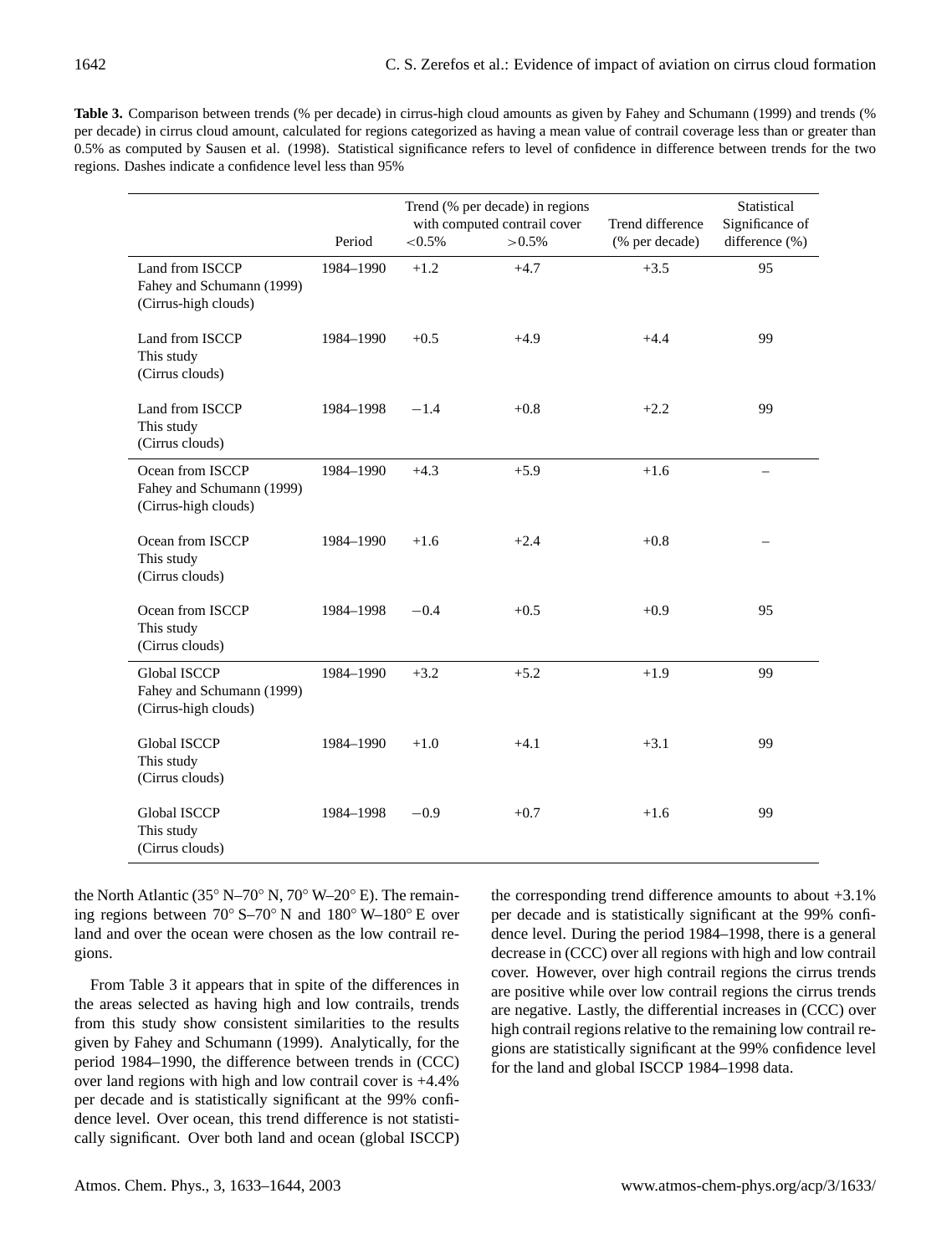**Table 3.** Comparison between trends (% per decade) in cirrus-high cloud amounts as given by Fahey and Schumann (1999) and trends (% per decade) in cirrus cloud amount, calculated for regions categorized as having a mean value of contrail coverage less than or greater than 0.5% as computed by Sausen et al. (1998). Statistical significance refers to level of confidence in difference between trends for the two regions. Dashes indicate a confidence level less than 95%

| | Period | Trend (% per decade) in regions with computed contrail cover | | Trend difference (% per decade) | Statistical Significance of difference (%) |
|---|---|---|---|---|---|
| | | <0.5% | >0.5% | | |
| Land from ISCCP Fahey and Schumann (1999) (Cirrus-high clouds) | 1984–1990 | +1.2 | +4.7 | +3.5 | 95 |
| Land from ISCCP This study (Cirrus clouds) | 1984–1990 | +0.5 | +4.9 | +4.4 | 99 |
| Land from ISCCP This study (Cirrus clouds) | 1984–1998 | −1.4 | +0.8 | +2.2 | 99 |
| Ocean from ISCCP Fahey and Schumann (1999) (Cirrus-high clouds) | 1984–1990 | +4.3 | +5.9 | +1.6 | – |
| Ocean from ISCCP This study (Cirrus clouds) | 1984–1990 | +1.6 | +2.4 | +0.8 | – |
| Ocean from ISCCP This study (Cirrus clouds) | 1984–1998 | −0.4 | +0.5 | +0.9 | 95 |
| Global ISCCP Fahey and Schumann (1999) (Cirrus-high clouds) | 1984–1990 | +3.2 | +5.2 | +1.9 | 99 |
| Global ISCCP This study (Cirrus clouds) | 1984–1990 | +1.0 | +4.1 | +3.1 | 99 |
| Global ISCCP This study (Cirrus clouds) | 1984–1998 | −0.9 | +0.7 | +1.6 | 99 |

the North Atlantic (35° N–70° N, 70° W–20° E). The remaining regions between 70° S–70° N and 180° W–180° E over land and over the ocean were chosen as the low contrail regions.

From Table 3 it appears that in spite of the differences in the areas selected as having high and low contrails, trends from this study show consistent similarities to the results given by Fahey and Schumann (1999). Analytically, for the period 1984–1990, the difference between trends in (CCC) over land regions with high and low contrail cover is +4.4% per decade and is statistically significant at the 99% confidence level. Over ocean, this trend difference is not statistically significant. Over both land and ocean (global ISCCP) the corresponding trend difference amounts to about +3.1% per decade and is statistically significant at the 99% confidence level. During the period 1984–1998, there is a general decrease in (CCC) over all regions with high and low contrail cover. However, over high contrail regions the cirrus trends are positive while over low contrail regions the cirrus trends are negative. Lastly, the differential increases in (CCC) over high contrail regions relative to the remaining low contrail regions are statistically significant at the 99% confidence level for the land and global ISCCP 1984–1998 data.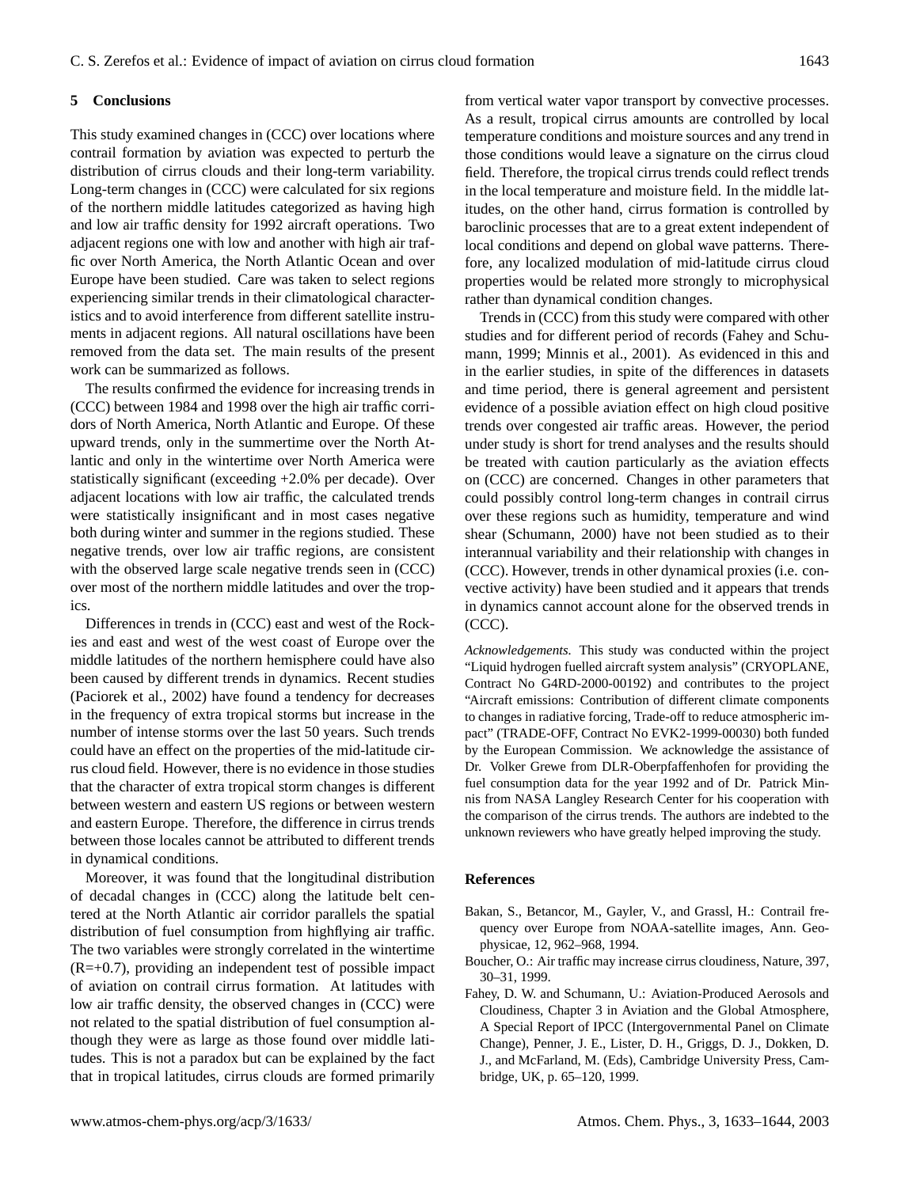## 5 Conclusions

This study examined changes in (CCC) over locations where contrail formation by aviation was expected to perturb the distribution of cirrus clouds and their long-term variability. Long-term changes in (CCC) were calculated for six regions of the northern middle latitudes categorized as having high and low air traffic density for 1992 aircraft operations. Two adjacent regions one with low and another with high air traffic over North America, the North Atlantic Ocean and over Europe have been studied. Care was taken to select regions experiencing similar trends in their climatological characteristics and to avoid interference from different satellite instruments in adjacent regions. All natural oscillations have been removed from the data set. The main results of the present work can be summarized as follows.

The results confirmed the evidence for increasing trends in (CCC) between 1984 and 1998 over the high air traffic corridors of North America, North Atlantic and Europe. Of these upward trends, only in the summertime over the North Atlantic and only in the wintertime over North America were statistically significant (exceeding +2.0% per decade). Over adjacent locations with low air traffic, the calculated trends were statistically insignificant and in most cases negative both during winter and summer in the regions studied. These negative trends, over low air traffic regions, are consistent with the observed large scale negative trends seen in (CCC) over most of the northern middle latitudes and over the tropics.

Differences in trends in (CCC) east and west of the Rockies and east and west of the west coast of Europe over the middle latitudes of the northern hemisphere could have also been caused by different trends in dynamics. Recent studies (Paciorek et al., 2002) have found a tendency for decreases in the frequency of extra tropical storms but increase in the number of intense storms over the last 50 years. Such trends could have an effect on the properties of the mid-latitude cirrus cloud field. However, there is no evidence in those studies that the character of extra tropical storm changes is different between western and eastern US regions or between western and eastern Europe. Therefore, the difference in cirrus trends between those locales cannot be attributed to different trends in dynamical conditions.

Moreover, it was found that the longitudinal distribution of decadal changes in (CCC) along the latitude belt centered at the North Atlantic air corridor parallels the spatial distribution of fuel consumption from highflying air traffic. The two variables were strongly correlated in the wintertime (R=+0.7), providing an independent test of possible impact of aviation on contrail cirrus formation. At latitudes with low air traffic density, the observed changes in (CCC) were not related to the spatial distribution of fuel consumption although they were as large as those found over middle latitudes. This is not a paradox but can be explained by the fact that in tropical latitudes, cirrus clouds are formed primarily from vertical water vapor transport by convective processes. As a result, tropical cirrus amounts are controlled by local temperature conditions and moisture sources and any trend in those conditions would leave a signature on the cirrus cloud field. Therefore, the tropical cirrus trends could reflect trends in the local temperature and moisture field. In the middle latitudes, on the other hand, cirrus formation is controlled by baroclinic processes that are to a great extent independent of local conditions and depend on global wave patterns. Therefore, any localized modulation of mid-latitude cirrus cloud properties would be related more strongly to microphysical rather than dynamical condition changes.

Trends in (CCC) from this study were compared with other studies and for different period of records (Fahey and Schumann, 1999; Minnis et al., 2001). As evidenced in this and in the earlier studies, in spite of the differences in datasets and time period, there is general agreement and persistent evidence of a possible aviation effect on high cloud positive trends over congested air traffic areas. However, the period under study is short for trend analyses and the results should be treated with caution particularly as the aviation effects on (CCC) are concerned. Changes in other parameters that could possibly control long-term changes in contrail cirrus over these regions such as humidity, temperature and wind shear (Schumann, 2000) have not been studied as to their interannual variability and their relationship with changes in (CCC). However, trends in other dynamical proxies (i.e. convective activity) have been studied and it appears that trends in dynamics cannot account alone for the observed trends in (CCC).

*Acknowledgements.* This study was conducted within the project "Liquid hydrogen fuelled aircraft system analysis" (CRYOPLANE, Contract No G4RD-2000-00192) and contributes to the project "Aircraft emissions: Contribution of different climate components to changes in radiative forcing, Trade-off to reduce atmospheric impact" (TRADE-OFF, Contract No EVK2-1999-00030) both funded by the European Commission. We acknowledge the assistance of Dr. Volker Grewe from DLR-Oberpfaffenhofen for providing the fuel consumption data for the year 1992 and of Dr. Patrick Minnis from NASA Langley Research Center for his cooperation with the comparison of the cirrus trends. The authors are indebted to the unknown reviewers who have greatly helped improving the study.

## References

Bakan, S., Betancor, M., Gayler, V., and Grassl, H.: Contrail frequency over Europe from NOAA-satellite images, Ann. Geophysicae, 12, 962–968, 1994.

Boucher, O.: Air traffic may increase cirrus cloudiness, Nature, 397, 30–31, 1999.

Fahey, D. W. and Schumann, U.: Aviation-Produced Aerosols and Cloudiness, Chapter 3 in Aviation and the Global Atmosphere, A Special Report of IPCC (Intergovernmental Panel on Climate Change), Penner, J. E., Lister, D. H., Griggs, D. J., Dokken, D. J., and McFarland, M. (Eds), Cambridge University Press, Cambridge, UK, p. 65–120, 1999.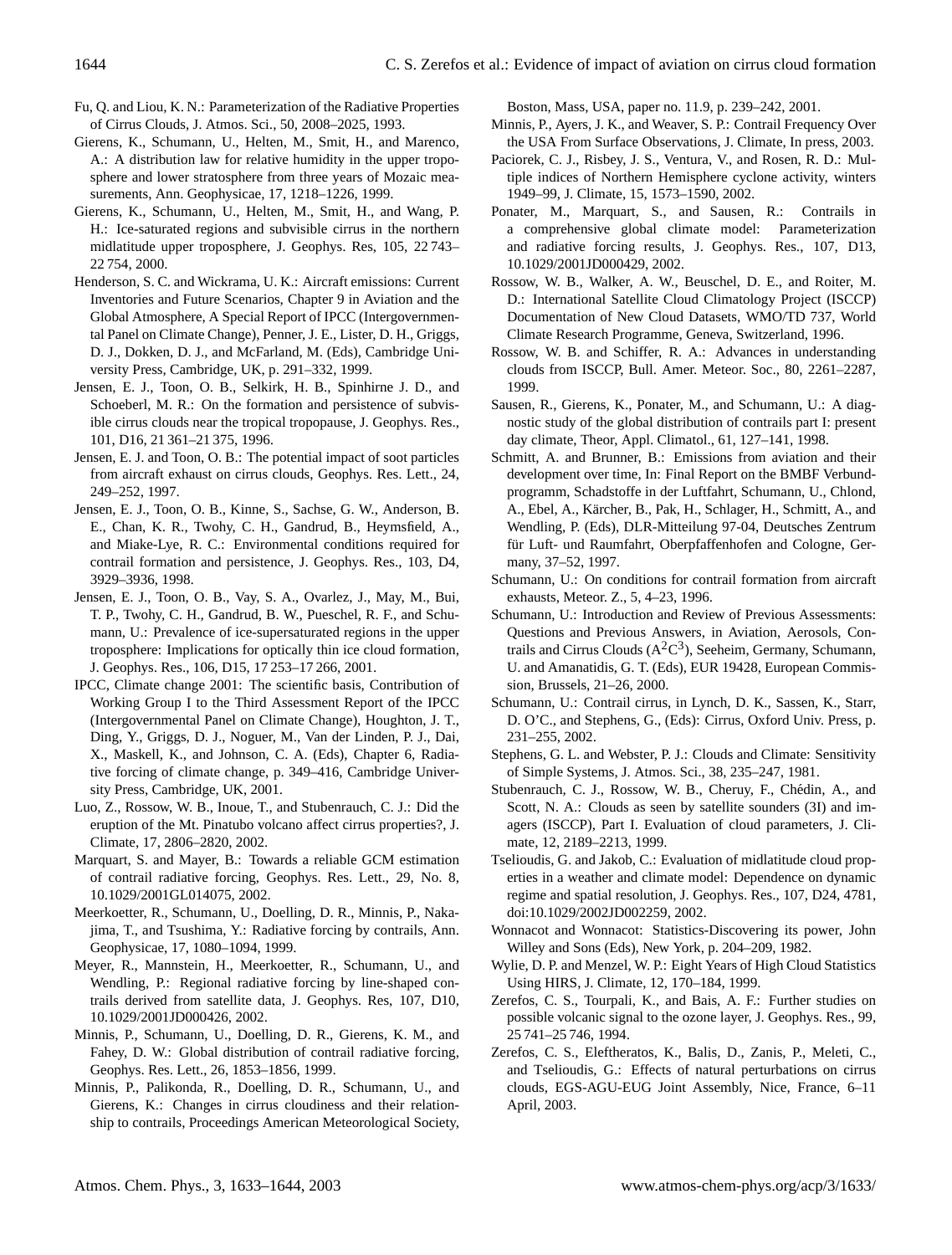Fu, Q. and Liou, K. N.: Parameterization of the Radiative Properties of Cirrus Clouds, J. Atmos. Sci., 50, 2008–2025, 1993.

Gierens, K., Schumann, U., Helten, M., Smit, H., and Marenco, A.: A distribution law for relative humidity in the upper troposphere and lower stratosphere from three years of Mozaic measurements, Ann. Geophysicae, 17, 1218–1226, 1999.

Gierens, K., Schumann, U., Helten, M., Smit, H., and Wang, P. H.: Ice-saturated regions and subvisible cirrus in the northern midlatitude upper troposphere, J. Geophys. Res, 105, 22 743–22 754, 2000.

Henderson, S. C. and Wickrama, U. K.: Aircraft emissions: Current Inventories and Future Scenarios, Chapter 9 in Aviation and the Global Atmosphere, A Special Report of IPCC (Intergovernmental Panel on Climate Change), Penner, J. E., Lister, D. H., Griggs, D. J., Dokken, D. J., and McFarland, M. (Eds), Cambridge University Press, Cambridge, UK, p. 291–332, 1999.

Jensen, E. J., Toon, O. B., Selkirk, H. B., Spinhirne J. D., and Schoeberl, M. R.: On the formation and persistence of subvisible cirrus clouds near the tropical tropopause, J. Geophys. Res., 101, D16, 21 361–21 375, 1996.

Jensen, E. J. and Toon, O. B.: The potential impact of soot particles from aircraft exhaust on cirrus clouds, Geophys. Res. Lett., 24, 249–252, 1997.

Jensen, E. J., Toon, O. B., Kinne, S., Sachse, G. W., Anderson, B. E., Chan, K. R., Twohy, C. H., Gandrud, B., Heymsfield, A., and Miake-Lye, R. C.: Environmental conditions required for contrail formation and persistence, J. Geophys. Res., 103, D4, 3929–3936, 1998.

Jensen, E. J., Toon, O. B., Vay, S. A., Ovarlez, J., May, M., Bui, T. P., Twohy, C. H., Gandrud, B. W., Pueschel, R. F., and Schumann, U.: Prevalence of ice-supersaturated regions in the upper troposphere: Implications for optically thin ice cloud formation, J. Geophys. Res., 106, D15, 17 253–17 266, 2001.

IPCC, Climate change 2001: The scientific basis, Contribution of Working Group I to the Third Assessment Report of the IPCC (Intergovernmental Panel on Climate Change), Houghton, J. T., Ding, Y., Griggs, D. J., Noguer, M., Van der Linden, P. J., Dai, X., Maskell, K., and Johnson, C. A. (Eds), Chapter 6, Radiative forcing of climate change, p. 349–416, Cambridge University Press, Cambridge, UK, 2001.

Luo, Z., Rossow, W. B., Inoue, T., and Stubenrauch, C. J.: Did the eruption of the Mt. Pinatubo volcano affect cirrus properties?, J. Climate, 17, 2806–2820, 2002.

Marquart, S. and Mayer, B.: Towards a reliable GCM estimation of contrail radiative forcing, Geophys. Res. Lett., 29, No. 8, 10.1029/2001GL014075, 2002.

Meerkoetter, R., Schumann, U., Doelling, D. R., Minnis, P., Nakajima, T., and Tsushima, Y.: Radiative forcing by contrails, Ann. Geophysicae, 17, 1080–1094, 1999.

Meyer, R., Mannstein, H., Meerkoetter, R., Schumann, U., and Wendling, P.: Regional radiative forcing by line-shaped contrails derived from satellite data, J. Geophys. Res, 107, D10, 10.1029/2001JD000426, 2002.

Minnis, P., Schumann, U., Doelling, D. R., Gierens, K. M., and Fahey, D. W.: Global distribution of contrail radiative forcing, Geophys. Res. Lett., 26, 1853–1856, 1999.

Minnis, P., Palikonda, R., Doelling, D. R., Schumann, U., and Gierens, K.: Changes in cirrus cloudiness and their relationship to contrails, Proceedings American Meteorological Society, Boston, Mass, USA, paper no. 11.9, p. 239–242, 2001.

Minnis, P., Ayers, J. K., and Weaver, S. P.: Contrail Frequency Over the USA From Surface Observations, J. Climate, In press, 2003.

Paciorek, C. J., Risbey, J. S., Ventura, V., and Rosen, R. D.: Multiple indices of Northern Hemisphere cyclone activity, winters 1949–99, J. Climate, 15, 1573–1590, 2002.

Ponater, M., Marquart, S., and Sausen, R.: Contrails in a comprehensive global climate model: Parameterization and radiative forcing results, J. Geophys. Res., 107, D13, 10.1029/2001JD000429, 2002.

Rossow, W. B., Walker, A. W., Beuschel, D. E., and Roiter, M. D.: International Satellite Cloud Climatology Project (ISCCP) Documentation of New Cloud Datasets, WMO/TD 737, World Climate Research Programme, Geneva, Switzerland, 1996.

Rossow, W. B. and Schiffer, R. A.: Advances in understanding clouds from ISCCP, Bull. Amer. Meteor. Soc., 80, 2261–2287, 1999.

Sausen, R., Gierens, K., Ponater, M., and Schumann, U.: A diagnostic study of the global distribution of contrails part I: present day climate, Theor, Appl. Climatol., 61, 127–141, 1998.

Schmitt, A. and Brunner, B.: Emissions from aviation and their development over time, In: Final Report on the BMBF Verbundprogramm, Schadstoffe in der Luftfahrt, Schumann, U., Chlond, A., Ebel, A., Kärcher, B., Pak, H., Schlager, H., Schmitt, A., and Wendling, P. (Eds), DLR-Mitteilung 97-04, Deutsches Zentrum für Luft- und Raumfahrt, Oberpfaffenhofen and Cologne, Germany, 37–52, 1997.

Schumann, U.: On conditions for contrail formation from aircraft exhausts, Meteor. Z., 5, 4–23, 1996.

Schumann, U.: Introduction and Review of Previous Assessments: Questions and Previous Answers, in Aviation, Aerosols, Contrails and Cirrus Clouds ($A^2C^3$), Seeheim, Germany, Schumann, U. and Amanatidis, G. T. (Eds), EUR 19428, European Commission, Brussels, 21–26, 2000.

Schumann, U.: Contrail cirrus, in Lynch, D. K., Sassen, K., Starr, D. O'C., and Stephens, G., (Eds): Cirrus, Oxford Univ. Press, p. 231–255, 2002.

Stephens, G. L. and Webster, P. J.: Clouds and Climate: Sensitivity of Simple Systems, J. Atmos. Sci., 38, 235–247, 1981.

Stubenrauch, C. J., Rossow, W. B., Cheruy, F., Chédin, A., and Scott, N. A.: Clouds as seen by satellite sounders (3I) and imagers (ISCCP), Part I. Evaluation of cloud parameters, J. Climate, 12, 2189–2213, 1999.

Tselioudis, G. and Jakob, C.: Evaluation of midlatitude cloud properties in a weather and climate model: Dependence on dynamic regime and spatial resolution, J. Geophys. Res., 107, D24, 4781, doi:10.1029/2002JD002259, 2002.

Wonnacot and Wonnacot: Statistics-Discovering its power, John Willey and Sons (Eds), New York, p. 204–209, 1982.

Wylie, D. P. and Menzel, W. P.: Eight Years of High Cloud Statistics Using HIRS, J. Climate, 12, 170–184, 1999.

Zerefos, C. S., Tourpali, K., and Bais, A. F.: Further studies on possible volcanic signal to the ozone layer, J. Geophys. Res., 99, 25 741–25 746, 1994.

Zerefos, C. S., Eleftheratos, K., Balis, D., Zanis, P., Meleti, C., and Tselioudis, G.: Effects of natural perturbations on cirrus clouds, EGS-AGU-EUG Joint Assembly, Nice, France, 6–11 April, 2003.